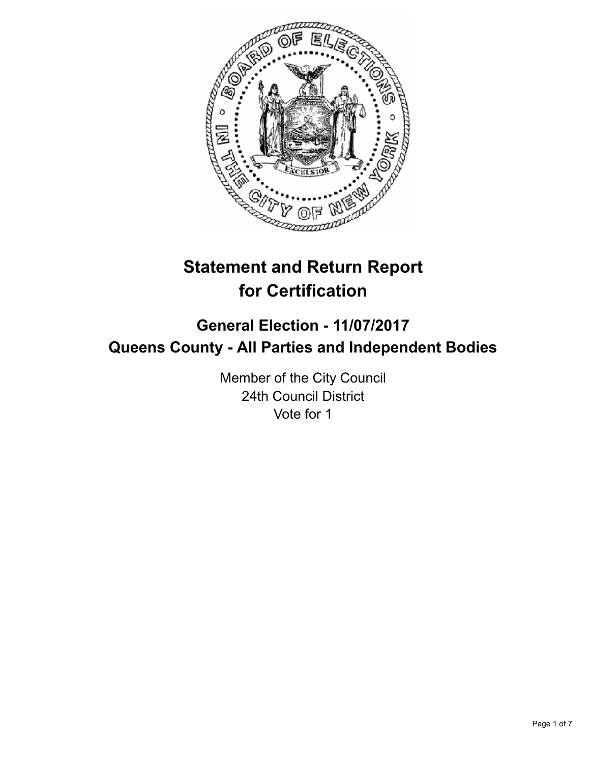# Statement and Return Report for Certification

## General Election - 11/07/2017
## Queens County - All Parties and Independent Bodies

Member of the City Council
24th Council District
Vote for 1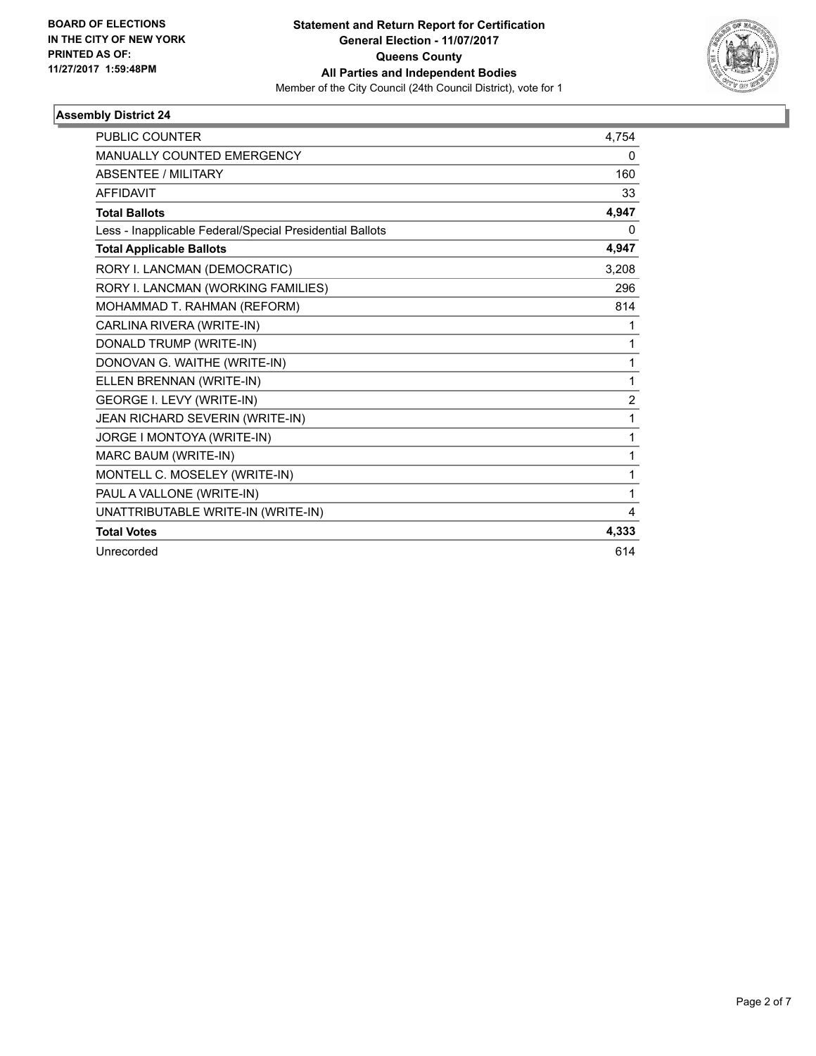**BOARD OF ELECTIONS IN THE CITY OF NEW YORK PRINTED AS OF: 11/27/2017 1:59:48PM**

**Statement and Return Report for Certification General Election - 11/07/2017 Queens County All Parties and Independent Bodies**

Member of the City Council (24th Council District), vote for 1

### Assembly District 24

| | |
|---|---|
| PUBLIC COUNTER | 4,754 |
| MANUALLY COUNTED EMERGENCY | 0 |
| ABSENTEE / MILITARY | 160 |
| AFFIDAVIT | 33 |
| **Total Ballots** | **4,947** |
| Less - Inapplicable Federal/Special Presidential Ballots | 0 |
| **Total Applicable Ballots** | **4,947** |
| RORY I. LANCMAN (DEMOCRATIC) | 3,208 |
| RORY I. LANCMAN (WORKING FAMILIES) | 296 |
| MOHAMMAD T. RAHMAN (REFORM) | 814 |
| CARLINA RIVERA (WRITE-IN) | 1 |
| DONALD TRUMP (WRITE-IN) | 1 |
| DONOVAN G. WAITHE (WRITE-IN) | 1 |
| ELLEN BRENNAN (WRITE-IN) | 1 |
| GEORGE I. LEVY (WRITE-IN) | 2 |
| JEAN RICHARD SEVERIN (WRITE-IN) | 1 |
| JORGE I MONTOYA (WRITE-IN) | 1 |
| MARC BAUM (WRITE-IN) | 1 |
| MONTELL C. MOSELEY (WRITE-IN) | 1 |
| PAUL A VALLONE (WRITE-IN) | 1 |
| UNATTRIBUTABLE WRITE-IN (WRITE-IN) | 4 |
| **Total Votes** | **4,333** |
| Unrecorded | 614 |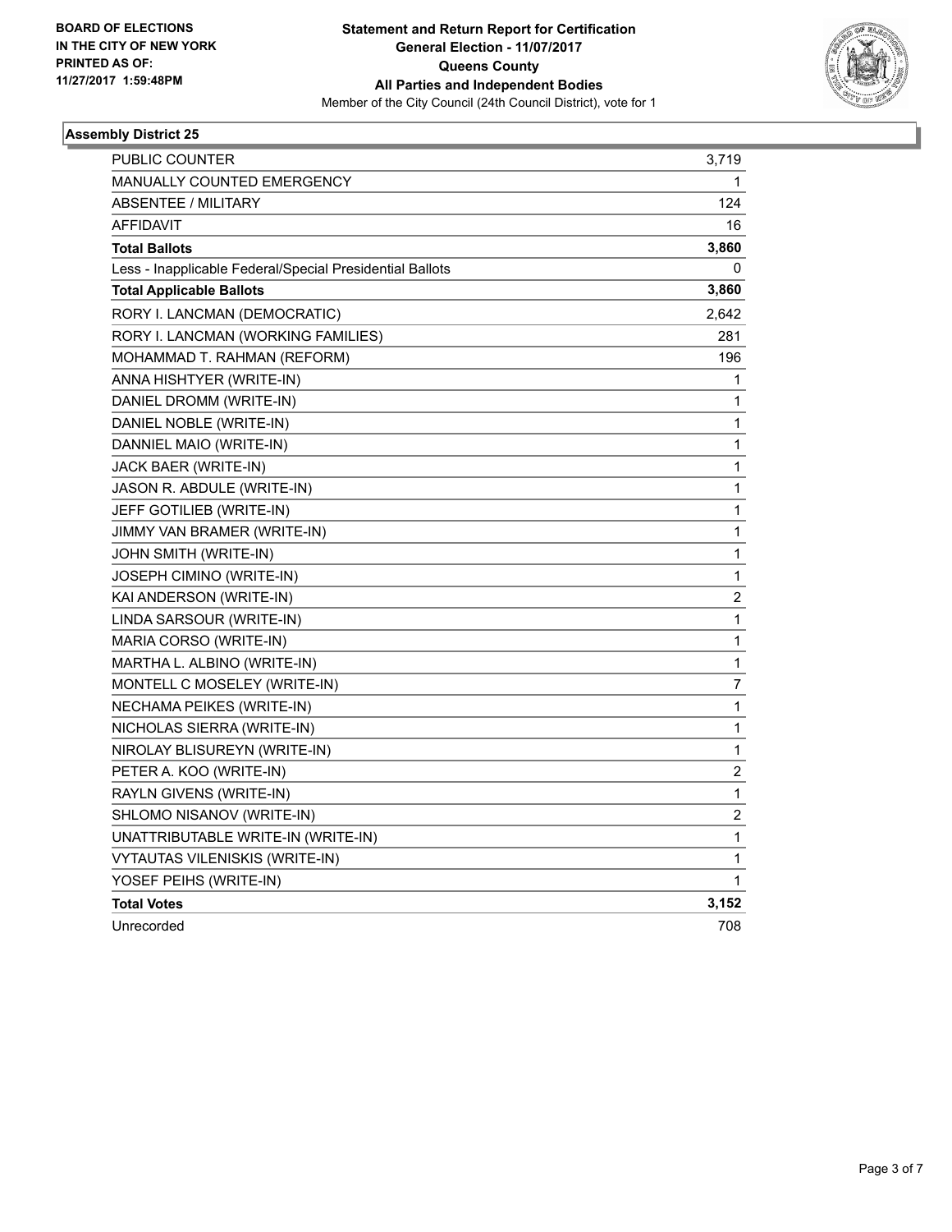**BOARD OF ELECTIONS IN THE CITY OF NEW YORK PRINTED AS OF: 11/27/2017 1:59:48PM**

**Statement and Return Report for Certification**
**General Election - 11/07/2017**
**Queens County**
**All Parties and Independent Bodies**
Member of the City Council (24th Council District), vote for 1

## Assembly District 25

| | |
|---|---|
| PUBLIC COUNTER | 3,719 |
| MANUALLY COUNTED EMERGENCY | 1 |
| ABSENTEE / MILITARY | 124 |
| AFFIDAVIT | 16 |
| **Total Ballots** | **3,860** |
| Less - Inapplicable Federal/Special Presidential Ballots | 0 |
| **Total Applicable Ballots** | **3,860** |
| RORY I. LANCMAN (DEMOCRATIC) | 2,642 |
| RORY I. LANCMAN (WORKING FAMILIES) | 281 |
| MOHAMMAD T. RAHMAN (REFORM) | 196 |
| ANNA HISHTYER (WRITE-IN) | 1 |
| DANIEL DROMM (WRITE-IN) | 1 |
| DANIEL NOBLE (WRITE-IN) | 1 |
| DANNIEL MAIO (WRITE-IN) | 1 |
| JACK BAER (WRITE-IN) | 1 |
| JASON R. ABDULE (WRITE-IN) | 1 |
| JEFF GOTILIEB (WRITE-IN) | 1 |
| JIMMY VAN BRAMER (WRITE-IN) | 1 |
| JOHN SMITH (WRITE-IN) | 1 |
| JOSEPH CIMINO (WRITE-IN) | 1 |
| KAI ANDERSON (WRITE-IN) | 2 |
| LINDA SARSOUR (WRITE-IN) | 1 |
| MARIA CORSO (WRITE-IN) | 1 |
| MARTHA L. ALBINO (WRITE-IN) | 1 |
| MONTELL C MOSELEY (WRITE-IN) | 7 |
| NECHAMA PEIKES (WRITE-IN) | 1 |
| NICHOLAS SIERRA (WRITE-IN) | 1 |
| NIROLAY BLISUREYN (WRITE-IN) | 1 |
| PETER A. KOO (WRITE-IN) | 2 |
| RAYLN GIVENS (WRITE-IN) | 1 |
| SHLOMO NISANOV (WRITE-IN) | 2 |
| UNATTRIBUTABLE WRITE-IN (WRITE-IN) | 1 |
| VYTAUTAS VILENISKIS (WRITE-IN) | 1 |
| YOSEF PEIHS (WRITE-IN) | 1 |
| **Total Votes** | **3,152** |
| Unrecorded | 708 |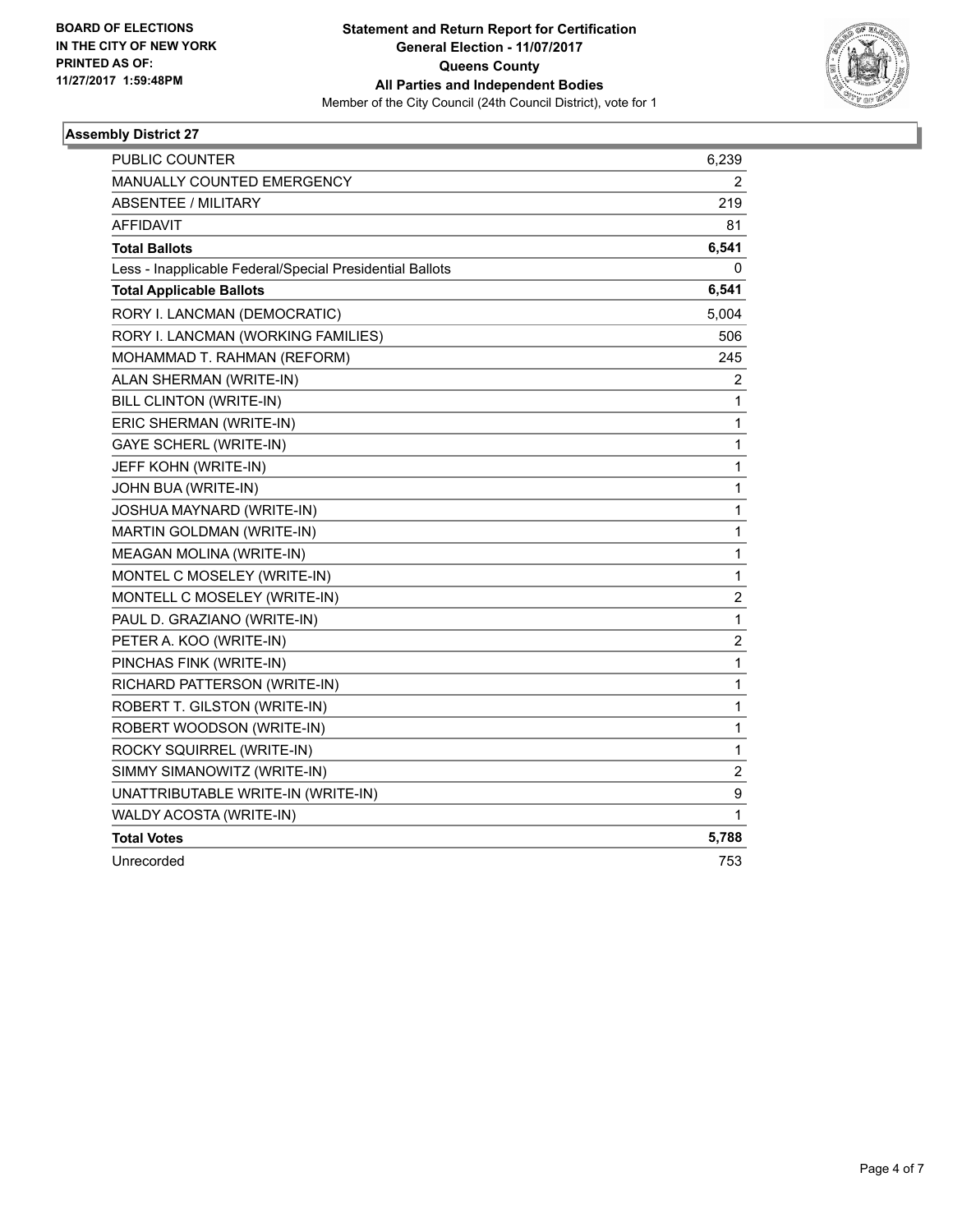BOARD OF ELECTIONS
IN THE CITY OF NEW YORK
PRINTED AS OF:
11/27/2017 1:59:48PM

**Statement and Return Report for Certification**
**General Election - 11/07/2017**
**Queens County**
**All Parties and Independent Bodies**
Member of the City Council (24th Council District), vote for 1

## Assembly District 27

| | |
|---|---|
| PUBLIC COUNTER | 6,239 |
| MANUALLY COUNTED EMERGENCY | 2 |
| ABSENTEE / MILITARY | 219 |
| AFFIDAVIT | 81 |
| **Total Ballots** | **6,541** |
| Less - Inapplicable Federal/Special Presidential Ballots | 0 |
| **Total Applicable Ballots** | **6,541** |
| RORY I. LANCMAN (DEMOCRATIC) | 5,004 |
| RORY I. LANCMAN (WORKING FAMILIES) | 506 |
| MOHAMMAD T. RAHMAN (REFORM) | 245 |
| ALAN SHERMAN (WRITE-IN) | 2 |
| BILL CLINTON (WRITE-IN) | 1 |
| ERIC SHERMAN (WRITE-IN) | 1 |
| GAYE SCHERL (WRITE-IN) | 1 |
| JEFF KOHN (WRITE-IN) | 1 |
| JOHN BUA (WRITE-IN) | 1 |
| JOSHUA MAYNARD (WRITE-IN) | 1 |
| MARTIN GOLDMAN (WRITE-IN) | 1 |
| MEAGAN MOLINA (WRITE-IN) | 1 |
| MONTEL C MOSELEY (WRITE-IN) | 1 |
| MONTELL C MOSELEY (WRITE-IN) | 2 |
| PAUL D. GRAZIANO (WRITE-IN) | 1 |
| PETER A. KOO (WRITE-IN) | 2 |
| PINCHAS FINK (WRITE-IN) | 1 |
| RICHARD PATTERSON (WRITE-IN) | 1 |
| ROBERT T. GILSTON (WRITE-IN) | 1 |
| ROBERT WOODSON (WRITE-IN) | 1 |
| ROCKY SQUIRREL (WRITE-IN) | 1 |
| SIMMY SIMANOWITZ (WRITE-IN) | 2 |
| UNATTRIBUTABLE WRITE-IN (WRITE-IN) | 9 |
| WALDY ACOSTA (WRITE-IN) | 1 |
| **Total Votes** | **5,788** |
| Unrecorded | 753 |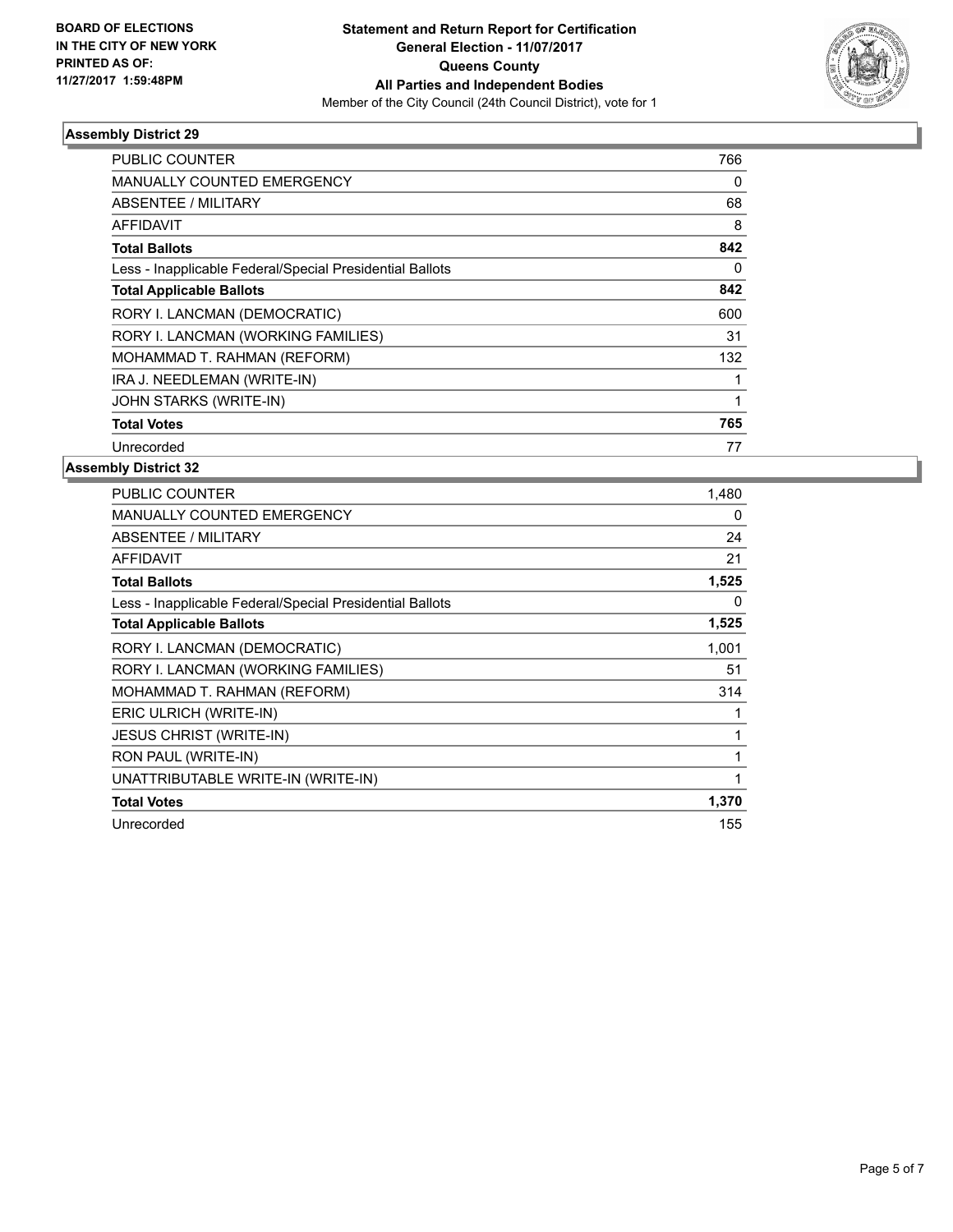BOARD OF ELECTIONS
IN THE CITY OF NEW YORK
PRINTED AS OF:
11/27/2017 1:59:48PM

**Statement and Return Report for Certification**
**General Election - 11/07/2017**
**Queens County**
**All Parties and Independent Bodies**
Member of the City Council (24th Council District), vote for 1

### Assembly District 29

| | |
|---|---|
| PUBLIC COUNTER | 766 |
| MANUALLY COUNTED EMERGENCY | 0 |
| ABSENTEE / MILITARY | 68 |
| AFFIDAVIT | 8 |
| **Total Ballots** | **842** |
| Less - Inapplicable Federal/Special Presidential Ballots | 0 |
| **Total Applicable Ballots** | **842** |
| RORY I. LANCMAN (DEMOCRATIC) | 600 |
| RORY I. LANCMAN (WORKING FAMILIES) | 31 |
| MOHAMMAD T. RAHMAN (REFORM) | 132 |
| IRA J. NEEDLEMAN (WRITE-IN) | 1 |
| JOHN STARKS (WRITE-IN) | 1 |
| **Total Votes** | **765** |
| Unrecorded | 77 |

### Assembly District 32

| | |
|---|---|
| PUBLIC COUNTER | 1,480 |
| MANUALLY COUNTED EMERGENCY | 0 |
| ABSENTEE / MILITARY | 24 |
| AFFIDAVIT | 21 |
| **Total Ballots** | **1,525** |
| Less - Inapplicable Federal/Special Presidential Ballots | 0 |
| **Total Applicable Ballots** | **1,525** |
| RORY I. LANCMAN (DEMOCRATIC) | 1,001 |
| RORY I. LANCMAN (WORKING FAMILIES) | 51 |
| MOHAMMAD T. RAHMAN (REFORM) | 314 |
| ERIC ULRICH (WRITE-IN) | 1 |
| JESUS CHRIST (WRITE-IN) | 1 |
| RON PAUL (WRITE-IN) | 1 |
| UNATTRIBUTABLE WRITE-IN (WRITE-IN) | 1 |
| **Total Votes** | **1,370** |
| Unrecorded | 155 |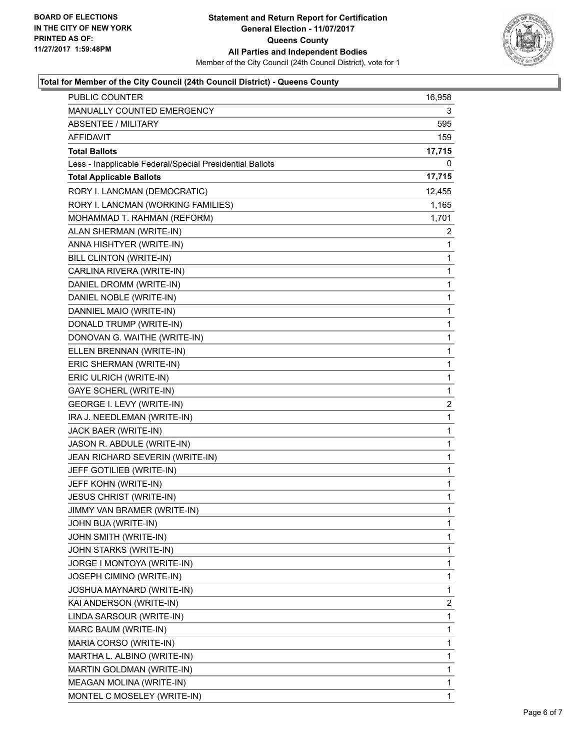BOARD OF ELECTIONS
IN THE CITY OF NEW YORK
PRINTED AS OF:
11/27/2017 1:59:48PM

**Statement and Return Report for Certification**
**General Election - 11/07/2017**
**Queens County**
**All Parties and Independent Bodies**
Member of the City Council (24th Council District), vote for 1

### Total for Member of the City Council (24th Council District) - Queens County

| | |
|---|---|
| PUBLIC COUNTER | 16,958 |
| MANUALLY COUNTED EMERGENCY | 3 |
| ABSENTEE / MILITARY | 595 |
| AFFIDAVIT | 159 |
| **Total Ballots** | **17,715** |
| Less - Inapplicable Federal/Special Presidential Ballots | 0 |
| **Total Applicable Ballots** | **17,715** |
| RORY I. LANCMAN (DEMOCRATIC) | 12,455 |
| RORY I. LANCMAN (WORKING FAMILIES) | 1,165 |
| MOHAMMAD T. RAHMAN (REFORM) | 1,701 |
| ALAN SHERMAN (WRITE-IN) | 2 |
| ANNA HISHTYER (WRITE-IN) | 1 |
| BILL CLINTON (WRITE-IN) | 1 |
| CARLINA RIVERA (WRITE-IN) | 1 |
| DANIEL DROMM (WRITE-IN) | 1 |
| DANIEL NOBLE (WRITE-IN) | 1 |
| DANNIEL MAIO (WRITE-IN) | 1 |
| DONALD TRUMP (WRITE-IN) | 1 |
| DONOVAN G. WAITHE (WRITE-IN) | 1 |
| ELLEN BRENNAN (WRITE-IN) | 1 |
| ERIC SHERMAN (WRITE-IN) | 1 |
| ERIC ULRICH (WRITE-IN) | 1 |
| GAYE SCHERL (WRITE-IN) | 1 |
| GEORGE I. LEVY (WRITE-IN) | 2 |
| IRA J. NEEDLEMAN (WRITE-IN) | 1 |
| JACK BAER (WRITE-IN) | 1 |
| JASON R. ABDULE (WRITE-IN) | 1 |
| JEAN RICHARD SEVERIN (WRITE-IN) | 1 |
| JEFF GOTILIEB (WRITE-IN) | 1 |
| JEFF KOHN (WRITE-IN) | 1 |
| JESUS CHRIST (WRITE-IN) | 1 |
| JIMMY VAN BRAMER (WRITE-IN) | 1 |
| JOHN BUA (WRITE-IN) | 1 |
| JOHN SMITH (WRITE-IN) | 1 |
| JOHN STARKS (WRITE-IN) | 1 |
| JORGE I MONTOYA (WRITE-IN) | 1 |
| JOSEPH CIMINO (WRITE-IN) | 1 |
| JOSHUA MAYNARD (WRITE-IN) | 1 |
| KAI ANDERSON (WRITE-IN) | 2 |
| LINDA SARSOUR (WRITE-IN) | 1 |
| MARC BAUM (WRITE-IN) | 1 |
| MARIA CORSO (WRITE-IN) | 1 |
| MARTHA L. ALBINO (WRITE-IN) | 1 |
| MARTIN GOLDMAN (WRITE-IN) | 1 |
| MEAGAN MOLINA (WRITE-IN) | 1 |
| MONTEL C MOSELEY (WRITE-IN) | 1 |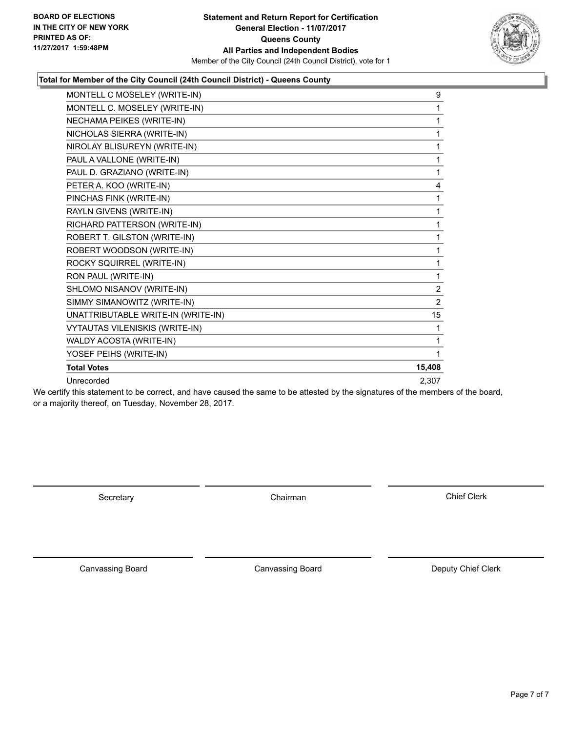**BOARD OF ELECTIONS IN THE CITY OF NEW YORK PRINTED AS OF: 11/27/2017 1:59:48PM**

**Statement and Return Report for Certification**
**General Election - 11/07/2017**
**Queens County**
**All Parties and Independent Bodies**
Member of the City Council (24th Council District), vote for 1

### Total for Member of the City Council (24th Council District) - Queens County

| | |
|---|---|
| MONTELL C MOSELEY (WRITE-IN) | 9 |
| MONTELL C. MOSELEY (WRITE-IN) | 1 |
| NECHAMA PEIKES (WRITE-IN) | 1 |
| NICHOLAS SIERRA (WRITE-IN) | 1 |
| NIROLAY BLISUREYN (WRITE-IN) | 1 |
| PAUL A VALLONE (WRITE-IN) | 1 |
| PAUL D. GRAZIANO (WRITE-IN) | 1 |
| PETER A. KOO (WRITE-IN) | 4 |
| PINCHAS FINK (WRITE-IN) | 1 |
| RAYLN GIVENS (WRITE-IN) | 1 |
| RICHARD PATTERSON (WRITE-IN) | 1 |
| ROBERT T. GILSTON (WRITE-IN) | 1 |
| ROBERT WOODSON (WRITE-IN) | 1 |
| ROCKY SQUIRREL (WRITE-IN) | 1 |
| RON PAUL (WRITE-IN) | 1 |
| SHLOMO NISANOV (WRITE-IN) | 2 |
| SIMMY SIMANOWITZ (WRITE-IN) | 2 |
| UNATTRIBUTABLE WRITE-IN (WRITE-IN) | 15 |
| VYTAUTAS VILENISKIS (WRITE-IN) | 1 |
| WALDY ACOSTA (WRITE-IN) | 1 |
| YOSEF PEIHS (WRITE-IN) | 1 |
| **Total Votes** | **15,408** |
| Unrecorded | 2,307 |

We certify this statement to be correct, and have caused the same to be attested by the signatures of the members of the board, or a majority thereof, on Tuesday, November 28, 2017.

Secretary | Chairman | Chief Clerk

Canvassing Board | Canvassing Board | Deputy Chief Clerk